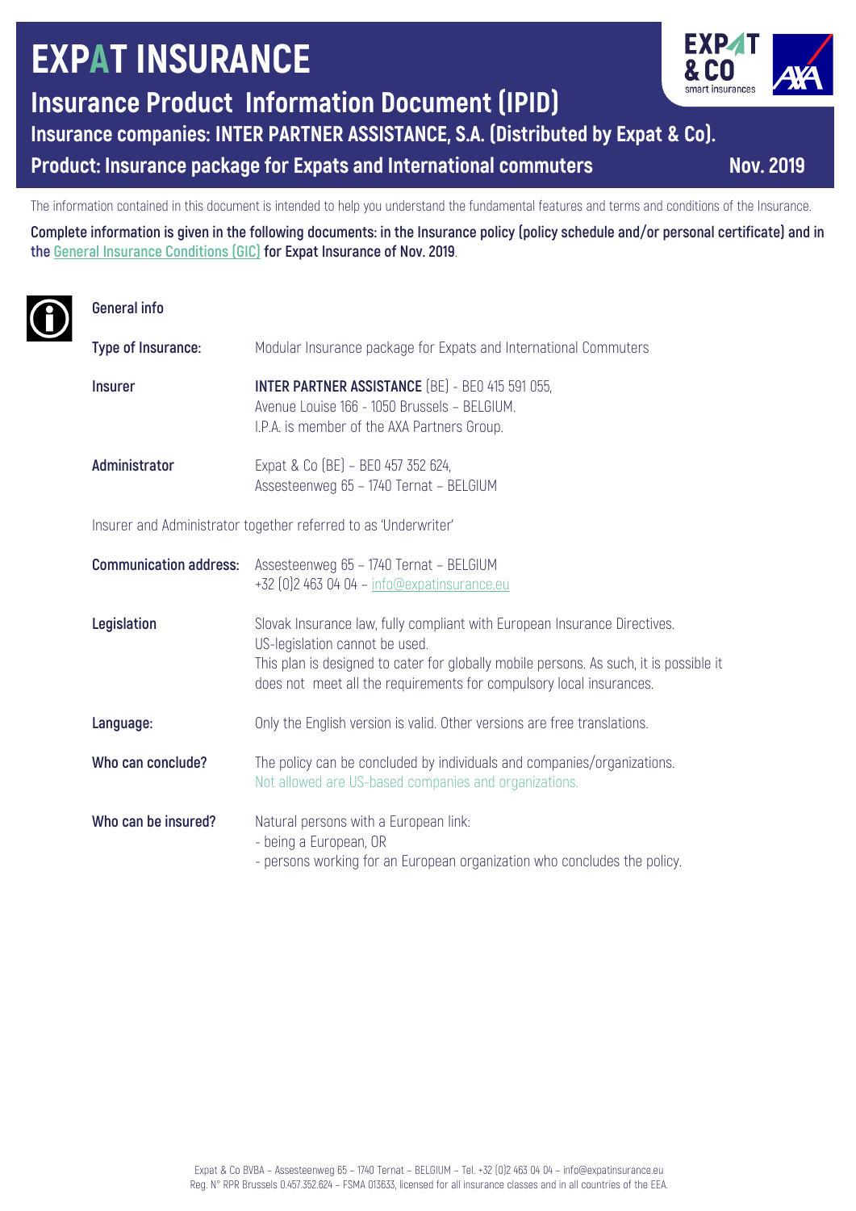# EXPAT INSURANCE

## Insurance Product Information Document (IPID)

### Insurance companies: INTER PARTNER ASSISTANCE, S.A. (Distributed by Expat & Co).

### Product: Insurance package for Expats and International commuters

**Nov. 2019**

The information contained in this document is intended to help you understand the fundamental features and terms and conditions of the Insurance.

**Complete information is given in the following documents: in the Insurance policy (policy schedule and/or personal certificate) and in the General Insurance Conditions (GIC) for Expat Insurance of Nov. 2019**.

## General info

**Type of Insurance:** Modular Insurance package for Expats and International Commuters

**Insurer:** **INTER PARTNER ASSISTANCE** (BE) - BE0 415 591 055, Avenue Louise 166 - 1050 Brussels – BELGIUM. I.P.A. is member of the AXA Partners Group.

**Administrator:** Expat & Co (BE) – BE0 457 352 624, Assesteenweg 65 – 1740 Ternat – BELGIUM

Insurer and Administrator together referred to as 'Underwriter'

**Communication address:** Assesteenweg 65 – 1740 Ternat – BELGIUM
+32 (0)2 463 04 04 – info@expatinsurance.eu

**Legislation:** Slovak Insurance law, fully compliant with European Insurance Directives. US-legislation cannot be used. This plan is designed to cater for globally mobile persons. As such, it is possible it does not meet all the requirements for compulsory local insurances.

**Language:** Only the English version is valid. Other versions are free translations.

**Who can conclude?** The policy can be concluded by individuals and companies/organizations. Not allowed are US-based companies and organizations.

**Who can be insured?** Natural persons with a European link:
- being a European, OR
- persons working for an European organization who concludes the policy.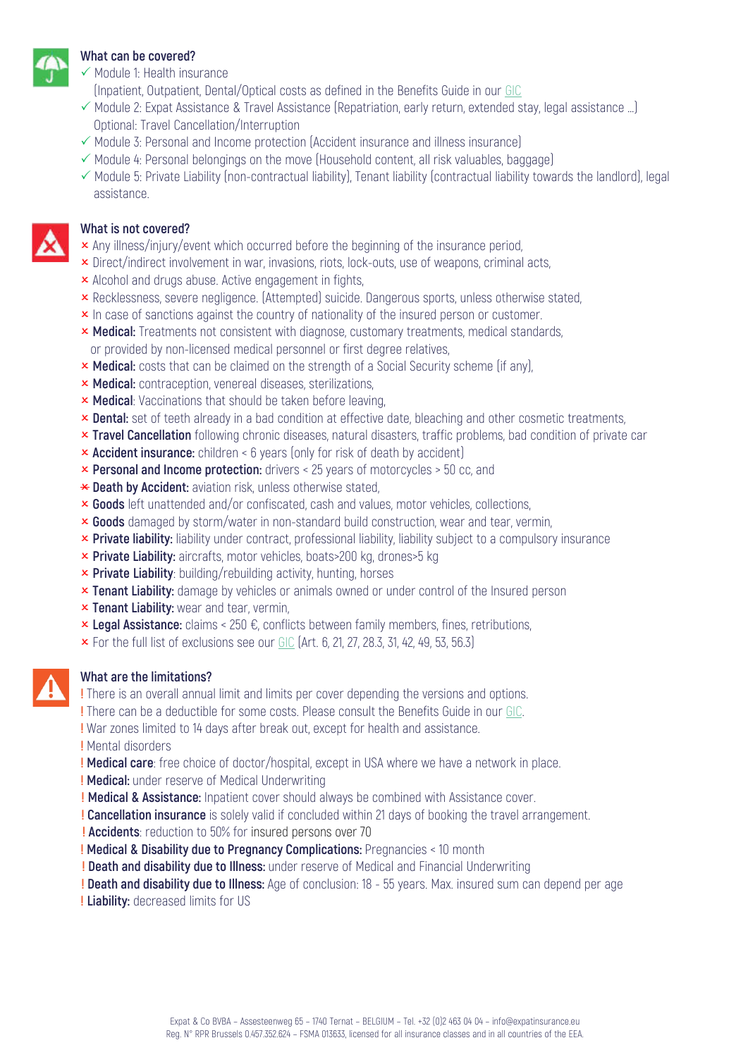### What can be covered?

- ✓ Module 1: Health insurance
  (Inpatient, Outpatient, Dental/Optical costs as defined in the Benefits Guide in our GIC
- ✓ Module 2: Expat Assistance & Travel Assistance (Repatriation, early return, extended stay, legal assistance …)
  Optional: Travel Cancellation/Interruption
- ✓ Module 3: Personal and Income protection (Accident insurance and illness insurance)
- ✓ Module 4: Personal belongings on the move (Household content, all risk valuables, baggage)
- ✓ Module 5: Private Liability (non-contractual liability), Tenant liability (contractual liability towards the landlord), legal assistance.

### What is not covered?

- × Any illness/injury/event which occurred before the beginning of the insurance period,
- × Direct/indirect involvement in war, invasions, riots, lock-outs, use of weapons, criminal acts,
- × Alcohol and drugs abuse. Active engagement in fights,
- × Recklessness, severe negligence. (Attempted) suicide. Dangerous sports, unless otherwise stated,
- × In case of sanctions against the country of nationality of the insured person or customer.
- × **Medical:** Treatments not consistent with diagnose, customary treatments, medical standards, or provided by non-licensed medical personnel or first degree relatives,
- × **Medical:** costs that can be claimed on the strength of a Social Security scheme (if any),
- × **Medical:** contraception, venereal diseases, sterilizations,
- × **Medical**: Vaccinations that should be taken before leaving,
- × **Dental:** set of teeth already in a bad condition at effective date, bleaching and other cosmetic treatments,
- × **Travel Cancellation** following chronic diseases, natural disasters, traffic problems, bad condition of private car
- × **Accident insurance:** children < 6 years (only for risk of death by accident)
- × **Personal and Income protection:** drivers < 25 years of motorcycles > 50 cc, and
- × **Death by Accident:** aviation risk, unless otherwise stated,
- × **Goods** left unattended and/or confiscated, cash and values, motor vehicles, collections,
- × **Goods** damaged by storm/water in non-standard build construction, wear and tear, vermin,
- × **Private liability:** liability under contract, professional liability, liability subject to a compulsory insurance
- × **Private Liability:** aircrafts, motor vehicles, boats>200 kg, drones>5 kg
- × **Private Liability**: building/rebuilding activity, hunting, horses
- × **Tenant Liability:** damage by vehicles or animals owned or under control of the Insured person
- × **Tenant Liability:** wear and tear, vermin,
- × **Legal Assistance:** claims < 250 €, conflicts between family members, fines, retributions,
- × For the full list of exclusions see our GIC (Art. 6, 21, 27, 28.3, 31, 42, 49, 53, 56.3)

### What are the limitations?

- ! There is an overall annual limit and limits per cover depending the versions and options.
- ! There can be a deductible for some costs. Please consult the Benefits Guide in our GIC.
- ! War zones limited to 14 days after break out, except for health and assistance.
- ! Mental disorders
- ! **Medical care**: free choice of doctor/hospital, except in USA where we have a network in place.
- ! **Medical:** under reserve of Medical Underwriting
- ! **Medical & Assistance:** Inpatient cover should always be combined with Assistance cover.
- ! **Cancellation insurance** is solely valid if concluded within 21 days of booking the travel arrangement.
- ! **Accidents**: reduction to 50% for insured persons over 70
- ! **Medical & Disability due to Pregnancy Complications:** Pregnancies < 10 month
- ! **Death and disability due to Illness:** under reserve of Medical and Financial Underwriting
- ! **Death and disability due to Illness:** Age of conclusion: 18 - 55 years. Max. insured sum can depend per age
- ! **Liability:** decreased limits for US

Expat & Co BVBA – Assesteenweg 65 – 1740 Ternat – BELGIUM – Tel. +32 (0)2 463 04 04 – info@expatinsurance.eu
Reg. N° RPR Brussels 0.457.352.624 – FSMA 013633, licensed for all insurance classes and in all countries of the EEA.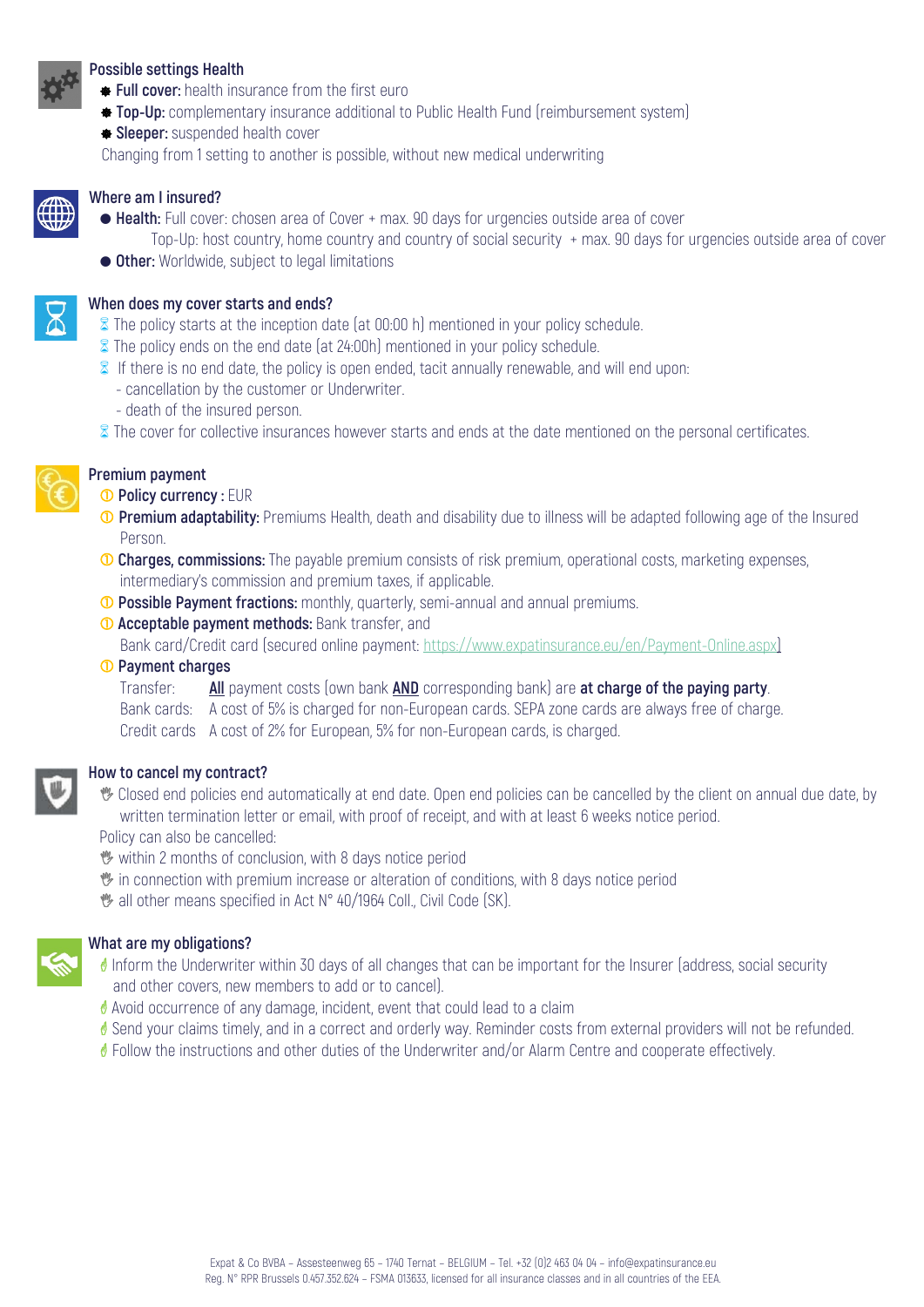### Possible settings Health

- **Full cover:** health insurance from the first euro
- **Top-Up:** complementary insurance additional to Public Health Fund (reimbursement system)
- **Sleeper:** suspended health cover

Changing from 1 setting to another is possible, without new medical underwriting

### Where am I insured?

- **Health:** Full cover: chosen area of Cover + max. 90 days for urgencies outside area of cover
  Top-Up: host country, home country and country of social security + max. 90 days for urgencies outside area of cover
- **Other:** Worldwide, subject to legal limitations

### When does my cover starts and ends?

- The policy starts at the inception date (at 00:00 h) mentioned in your policy schedule.
- The policy ends on the end date (at 24:00h) mentioned in your policy schedule.
- If there is no end date, the policy is open ended, tacit annually renewable, and will end upon:
  - cancellation by the customer or Underwriter.
  - death of the insured person.
- The cover for collective insurances however starts and ends at the date mentioned on the personal certificates.

### Premium payment

- **Policy currency :** EUR
- **Premium adaptability:** Premiums Health, death and disability due to illness will be adapted following age of the Insured Person.
- **Charges, commissions:** The payable premium consists of risk premium, operational costs, marketing expenses, intermediary's commission and premium taxes, if applicable.
- **Possible Payment fractions:** monthly, quarterly, semi-annual and annual premiums.
- **Acceptable payment methods:** Bank transfer, and
  Bank card/Credit card (secured online payment: https://www.expatinsurance.eu/en/Payment-Online.aspx)
- **Payment charges**
  Transfer: **All** payment costs (own bank **AND** corresponding bank) are **at charge of the paying party**.
  Bank cards: A cost of 5% is charged for non-European cards. SEPA zone cards are always free of charge.
  Credit cards A cost of 2% for European, 5% for non-European cards, is charged.

### How to cancel my contract?

- Closed end policies end automatically at end date. Open end policies can be cancelled by the client on annual due date, by written termination letter or email, with proof of receipt, and with at least 6 weeks notice period.

Policy can also be cancelled:

- within 2 months of conclusion, with 8 days notice period
- in connection with premium increase or alteration of conditions, with 8 days notice period
- all other means specified in Act N° 40/1964 Coll., Civil Code (SK).

### What are my obligations?

- Inform the Underwriter within 30 days of all changes that can be important for the Insurer (address, social security and other covers, new members to add or to cancel).
- Avoid occurrence of any damage, incident, event that could lead to a claim
- Send your claims timely, and in a correct and orderly way. Reminder costs from external providers will not be refunded.
- Follow the instructions and other duties of the Underwriter and/or Alarm Centre and cooperate effectively.

Expat & Co BVBA – Assesteenweg 65 – 1740 Ternat – BELGIUM – Tel. +32 (0)2 463 04 04 – info@expatinsurance.eu
Reg. N° RPR Brussels 0.457.352.624 – FSMA 013633, licensed for all insurance classes and in all countries of the EEA.